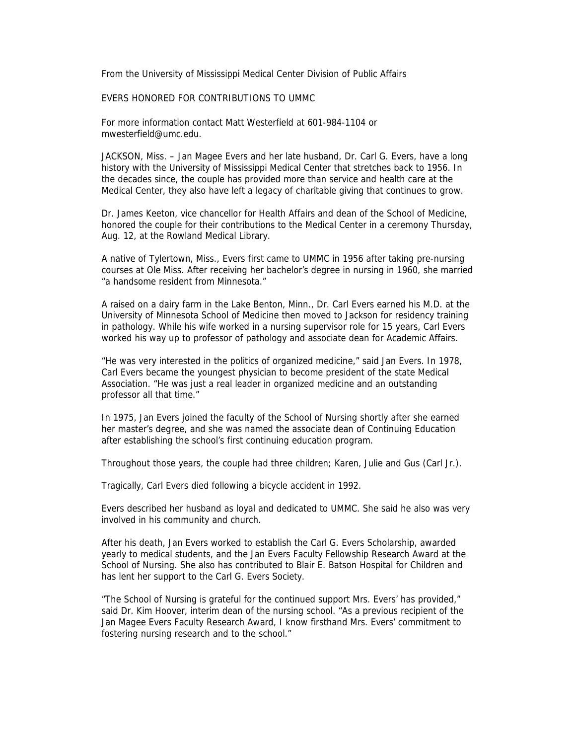From the University of Mississippi Medical Center Division of Public Affairs

EVERS HONORED FOR CONTRIBUTIONS TO UMMC

For more information contact Matt Westerfield at 601-984-1104 or mwesterfield@umc.edu.

JACKSON, Miss. – Jan Magee Evers and her late husband, Dr. Carl G. Evers, have a long history with the University of Mississippi Medical Center that stretches back to 1956. In the decades since, the couple has provided more than service and health care at the Medical Center, they also have left a legacy of charitable giving that continues to grow.

Dr. James Keeton, vice chancellor for Health Affairs and dean of the School of Medicine, honored the couple for their contributions to the Medical Center in a ceremony Thursday, Aug. 12, at the Rowland Medical Library.

A native of Tylertown, Miss., Evers first came to UMMC in 1956 after taking pre-nursing courses at Ole Miss. After receiving her bachelor's degree in nursing in 1960, she married "a handsome resident from Minnesota."

A raised on a dairy farm in the Lake Benton, Minn., Dr. Carl Evers earned his M.D. at the University of Minnesota School of Medicine then moved to Jackson for residency training in pathology. While his wife worked in a nursing supervisor role for 15 years, Carl Evers worked his way up to professor of pathology and associate dean for Academic Affairs.

"He was very interested in the politics of organized medicine," said Jan Evers. In 1978, Carl Evers became the youngest physician to become president of the state Medical Association. "He was just a real leader in organized medicine and an outstanding professor all that time."

In 1975, Jan Evers joined the faculty of the School of Nursing shortly after she earned her master's degree, and she was named the associate dean of Continuing Education after establishing the school's first continuing education program.

Throughout those years, the couple had three children; Karen, Julie and Gus (Carl Jr.).

Tragically, Carl Evers died following a bicycle accident in 1992.

Evers described her husband as loyal and dedicated to UMMC. She said he also was very involved in his community and church.

After his death, Jan Evers worked to establish the Carl G. Evers Scholarship, awarded yearly to medical students, and the Jan Evers Faculty Fellowship Research Award at the School of Nursing. She also has contributed to Blair E. Batson Hospital for Children and has lent her support to the Carl G. Evers Society.

"The School of Nursing is grateful for the continued support Mrs. Evers' has provided," said Dr. Kim Hoover, interim dean of the nursing school. "As a previous recipient of the Jan Magee Evers Faculty Research Award, I know firsthand Mrs. Evers' commitment to fostering nursing research and to the school."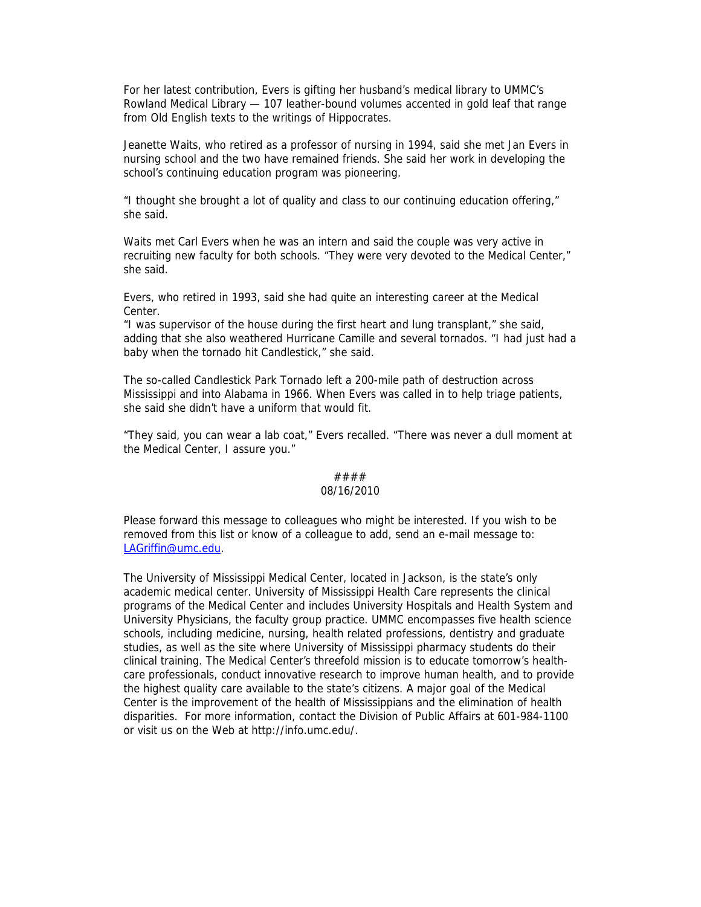For her latest contribution, Evers is gifting her husband's medical library to UMMC's Rowland Medical Library — 107 leather-bound volumes accented in gold leaf that range from Old English texts to the writings of Hippocrates.

Jeanette Waits, who retired as a professor of nursing in 1994, said she met Jan Evers in nursing school and the two have remained friends. She said her work in developing the school's continuing education program was pioneering.

"I thought she brought a lot of quality and class to our continuing education offering," she said.

Waits met Carl Evers when he was an intern and said the couple was very active in recruiting new faculty for both schools. "They were very devoted to the Medical Center," she said.

Evers, who retired in 1993, said she had quite an interesting career at the Medical Center.
"I was supervisor of the house during the first heart and lung transplant," she said, adding that she also weathered Hurricane Camille and several tornados. "I had just had a baby when the tornado hit Candlestick," she said.

The so-called Candlestick Park Tornado left a 200-mile path of destruction across Mississippi and into Alabama in 1966. When Evers was called in to help triage patients, she said she didn't have a uniform that would fit.

"They said, you can wear a lab coat," Evers recalled. "There was never a dull moment at the Medical Center, I assure you."

####
08/16/2010

Please forward this message to colleagues who might be interested. If you wish to be removed from this list or know of a colleague to add, send an e-mail message to: LAGriffin@umc.edu.

The University of Mississippi Medical Center, located in Jackson, is the state's only academic medical center. University of Mississippi Health Care represents the clinical programs of the Medical Center and includes University Hospitals and Health System and University Physicians, the faculty group practice. UMMC encompasses five health science schools, including medicine, nursing, health related professions, dentistry and graduate studies, as well as the site where University of Mississippi pharmacy students do their clinical training. The Medical Center's threefold mission is to educate tomorrow's health-care professionals, conduct innovative research to improve human health, and to provide the highest quality care available to the state's citizens. A major goal of the Medical Center is the improvement of the health of Mississippians and the elimination of health disparities. For more information, contact the Division of Public Affairs at 601-984-1100 or visit us on the Web at http://info.umc.edu/.